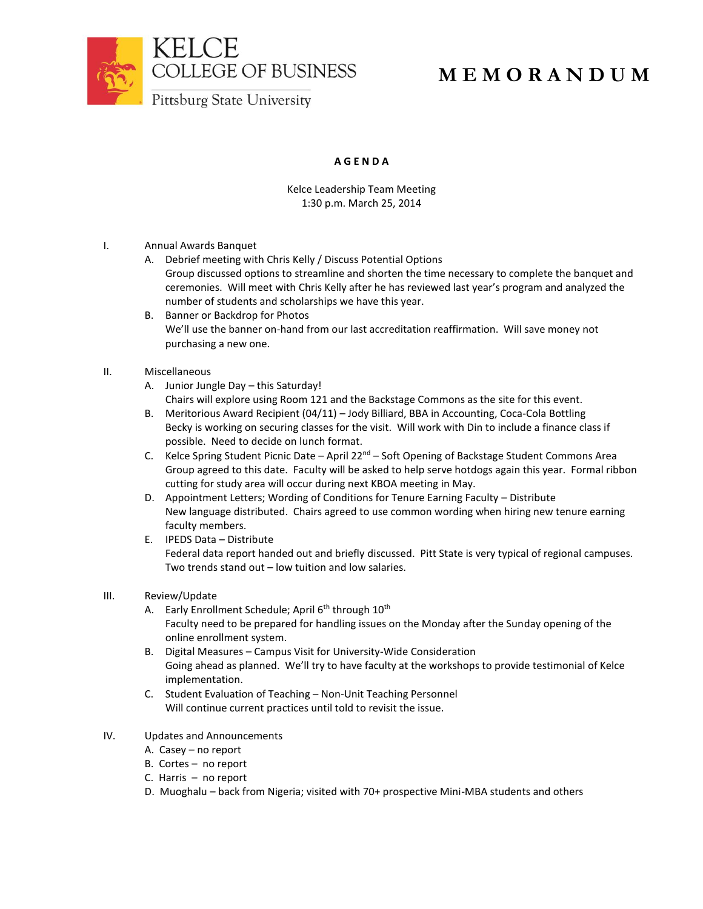KELCE
COLLEGE OF BUSINESS
Pittsburg State University

# MEMORANDUM

**AGENDA**

Kelce Leadership Team Meeting
1:30 p.m. March 25, 2014

I. Annual Awards Banquet
   - A. Debrief meeting with Chris Kelly / Discuss Potential Options
     Group discussed options to streamline and shorten the time necessary to complete the banquet and ceremonies. Will meet with Chris Kelly after he has reviewed last year's program and analyzed the number of students and scholarships we have this year.
   - B. Banner or Backdrop for Photos
     We'll use the banner on-hand from our last accreditation reaffirmation. Will save money not purchasing a new one.

II. Miscellaneous
   - A. Junior Jungle Day – this Saturday!
     Chairs will explore using Room 121 and the Backstage Commons as the site for this event.
   - B. Meritorious Award Recipient (04/11) – Jody Billiard, BBA in Accounting, Coca-Cola Bottling
     Becky is working on securing classes for the visit. Will work with Din to include a finance class if possible. Need to decide on lunch format.
   - C. Kelce Spring Student Picnic Date – April 22nd – Soft Opening of Backstage Student Commons Area
     Group agreed to this date. Faculty will be asked to help serve hotdogs again this year. Formal ribbon cutting for study area will occur during next KBOA meeting in May.
   - D. Appointment Letters; Wording of Conditions for Tenure Earning Faculty – Distribute
     New language distributed. Chairs agreed to use common wording when hiring new tenure earning faculty members.
   - E. IPEDS Data – Distribute
     Federal data report handed out and briefly discussed. Pitt State is very typical of regional campuses. Two trends stand out – low tuition and low salaries.

III. Review/Update
   - A. Early Enrollment Schedule; April 6th through 10th
     Faculty need to be prepared for handling issues on the Monday after the Sunday opening of the online enrollment system.
   - B. Digital Measures – Campus Visit for University-Wide Consideration
     Going ahead as planned. We'll try to have faculty at the workshops to provide testimonial of Kelce implementation.
   - C. Student Evaluation of Teaching – Non-Unit Teaching Personnel
     Will continue current practices until told to revisit the issue.

IV. Updates and Announcements
   - A. Casey – no report
   - B. Cortes – no report
   - C. Harris – no report
   - D. Muoghalu – back from Nigeria; visited with 70+ prospective Mini-MBA students and others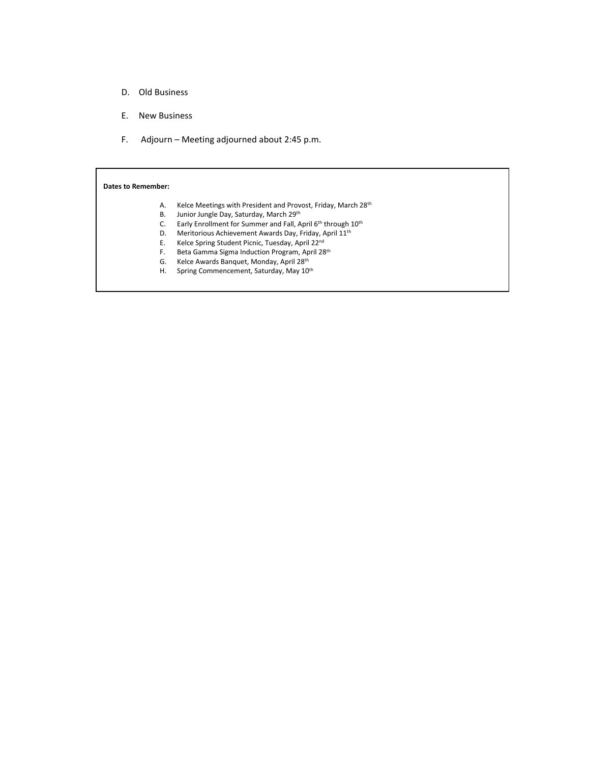D. Old Business

E. New Business

F. Adjourn – Meeting adjourned about 2:45 p.m.

**Dates to Remember:**

A. Kelce Meetings with President and Provost, Friday, March 28th
B. Junior Jungle Day, Saturday, March 29th
C. Early Enrollment for Summer and Fall, April 6th through 10th
D. Meritorious Achievement Awards Day, Friday, April 11th
E. Kelce Spring Student Picnic, Tuesday, April 22nd
F. Beta Gamma Sigma Induction Program, April 28th
G. Kelce Awards Banquet, Monday, April 28th
H. Spring Commencement, Saturday, May 10th